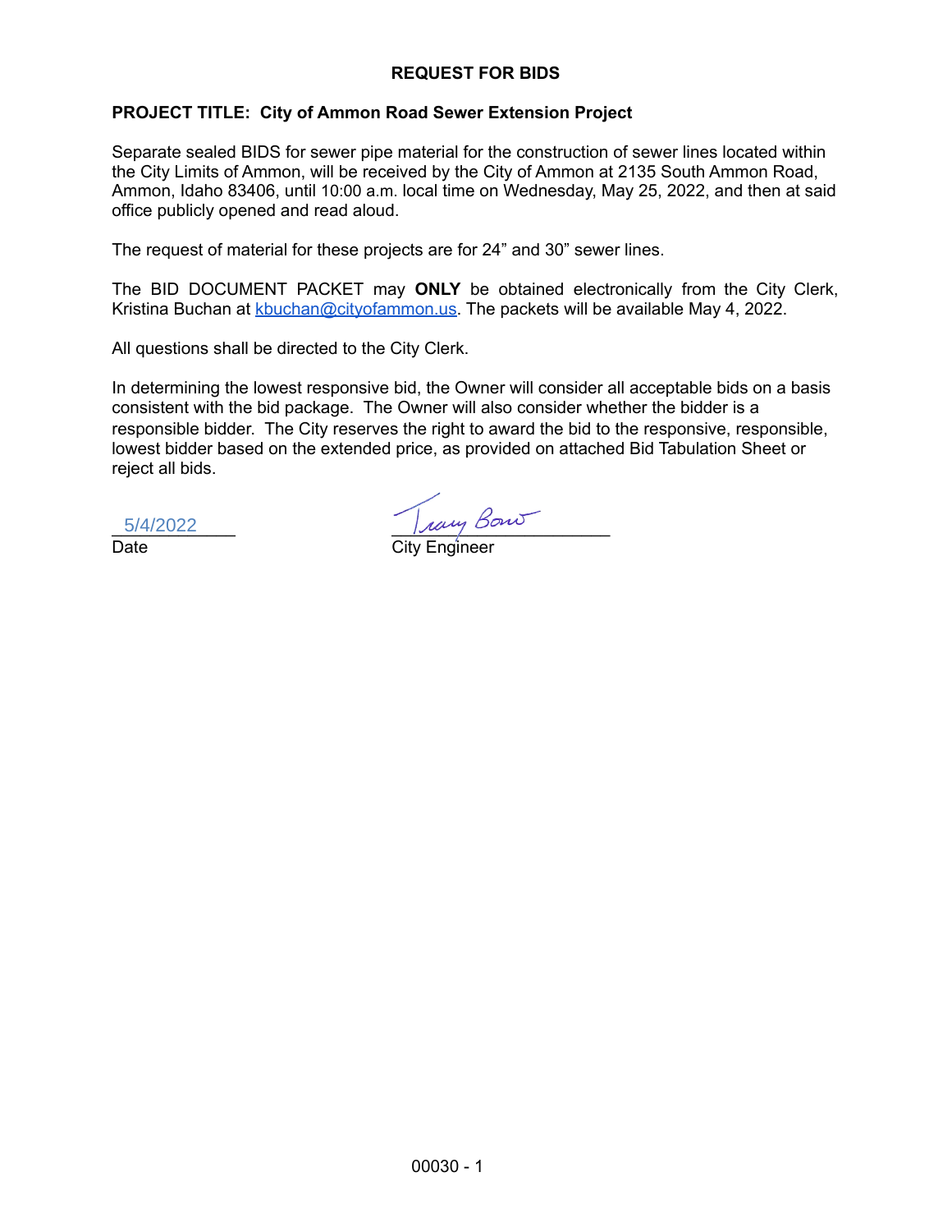## REQUEST FOR BIDS

**PROJECT TITLE: City of Ammon Road Sewer Extension Project**

Separate sealed BIDS for sewer pipe material for the construction of sewer lines located within the City Limits of Ammon, will be received by the City of Ammon at 2135 South Ammon Road, Ammon, Idaho 83406, until 10:00 a.m. local time on Wednesday, May 25, 2022, and then at said office publicly opened and read aloud.

The request of material for these projects are for 24" and 30" sewer lines.

The BID DOCUMENT PACKET may **ONLY** be obtained electronically from the City Clerk, Kristina Buchan at kbuchan@cityofammon.us. The packets will be available May 4, 2022.

All questions shall be directed to the City Clerk.

In determining the lowest responsive bid, the Owner will consider all acceptable bids on a basis consistent with the bid package. The Owner will also consider whether the bidder is a responsible bidder. The City reserves the right to award the bid to the responsive, responsible, lowest bidder based on the extended price, as provided on attached Bid Tabulation Sheet or reject all bids.

5/4/2022
Date

Tracy Bono
City Engineer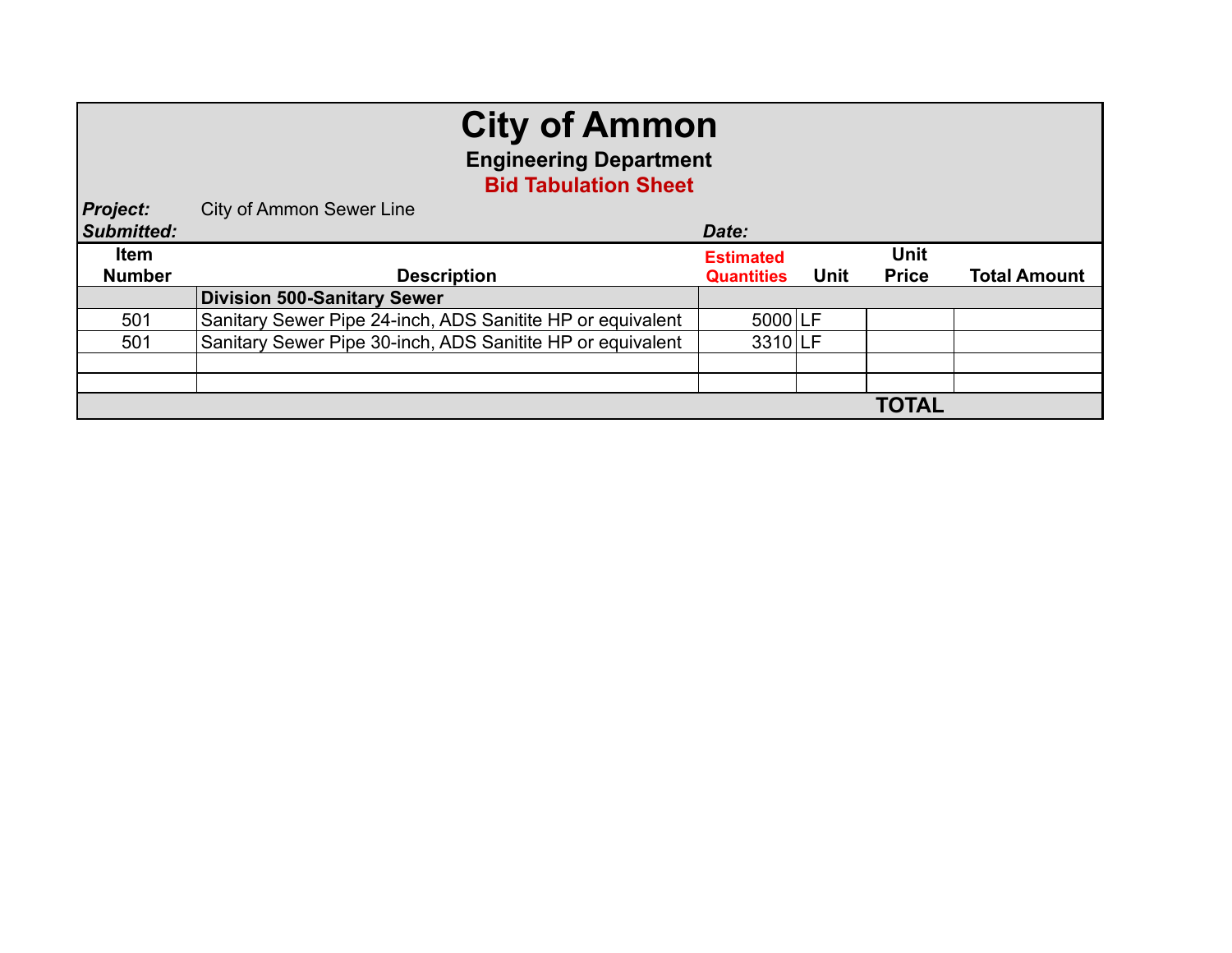# City of Ammon

## Engineering Department

### Bid Tabulation Sheet

***Project:*** City of Ammon Sewer Line

***Submitted:*** ***Date:***

| Item Number | Description | Estimated Quantities | Unit | Unit Price | Total Amount |
|---|---|---|---|---|---|
| | **Division 500-Sanitary Sewer** | | | | |
| 501 | Sanitary Sewer Pipe 24-inch, ADS Sanitite HP or equivalent | 5000 | LF | | |
| 501 | Sanitary Sewer Pipe 30-inch, ADS Sanitite HP or equivalent | 3310 | LF | | |
| | | | | | |
| | | | | | |
| | | | | **TOTAL** | |